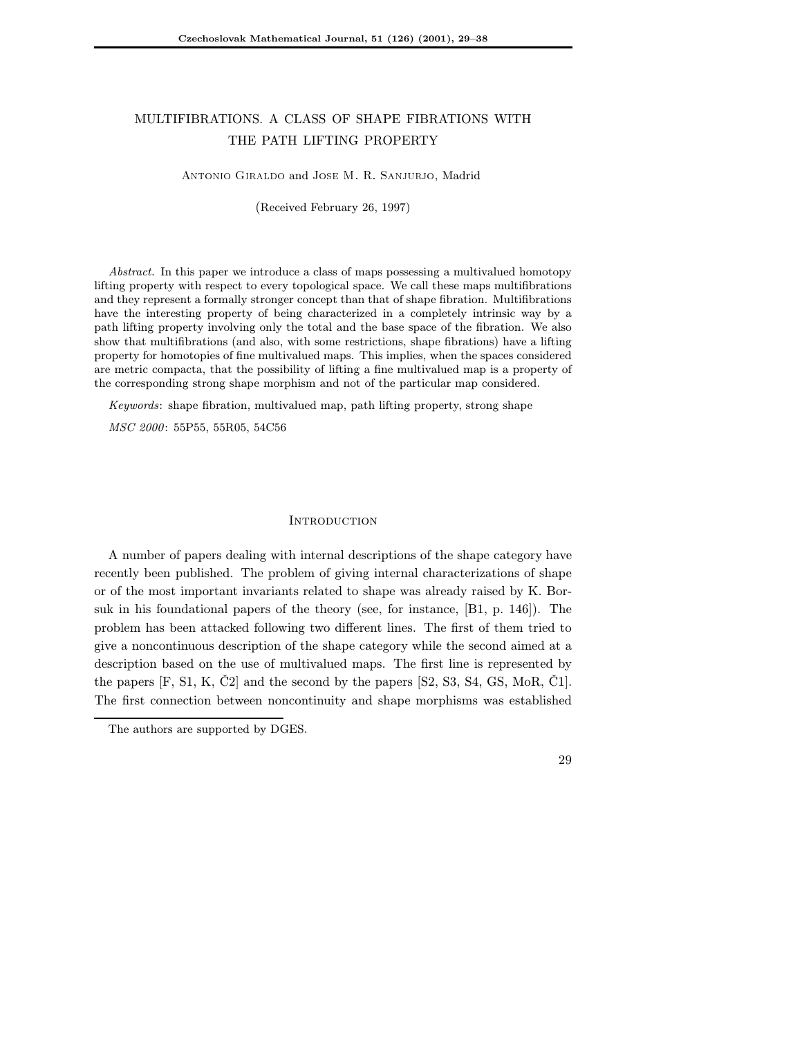# MULTIFIBRATIONS. A CLASS OF SHAPE FIBRATIONS WITH THE PATH LIFTING PROPERTY

Antonio Giraldo and Jose M. R. Sanjurjo, Madrid

(Received February 26, 1997)

*Abstract.* In this paper we introduce a class of maps possessing a multivalued homotopy lifting property with respect to every topological space. We call these maps multifibrations and they represent a formally stronger concept than that of shape fibration. Multifibrations have the interesting property of being characterized in a completely intrinsic way by a path lifting property involving only the total and the base space of the fibration. We also show that multifibrations (and also, with some restrictions, shape fibrations) have a lifting property for homotopies of fine multivalued maps. This implies, when the spaces considered are metric compacta, that the possibility of lifting a fine multivalued map is a property of the corresponding strong shape morphism and not of the particular map considered.

*Keywords*: shape fibration, multivalued map, path lifting property, strong shape

*MSC 2000*: 55P55, 55R05, 54C56

## Introduction

A number of papers dealing with internal descriptions of the shape category have recently been published. The problem of giving internal characterizations of shape or of the most important invariants related to shape was already raised by K. Borsuk in his foundational papers of the theory (see, for instance, [B1, p. 146]). The problem has been attacked following two different lines. The first of them tried to give a noncontinuous description of the shape category while the second aimed at a description based on the use of multivalued maps. The first line is represented by the papers [F, S1, K, Č2] and the second by the papers [S2, S3, S4, GS, MoR, Č1]. The first connection between noncontinuity and shape morphisms was established

The authors are supported by DGES.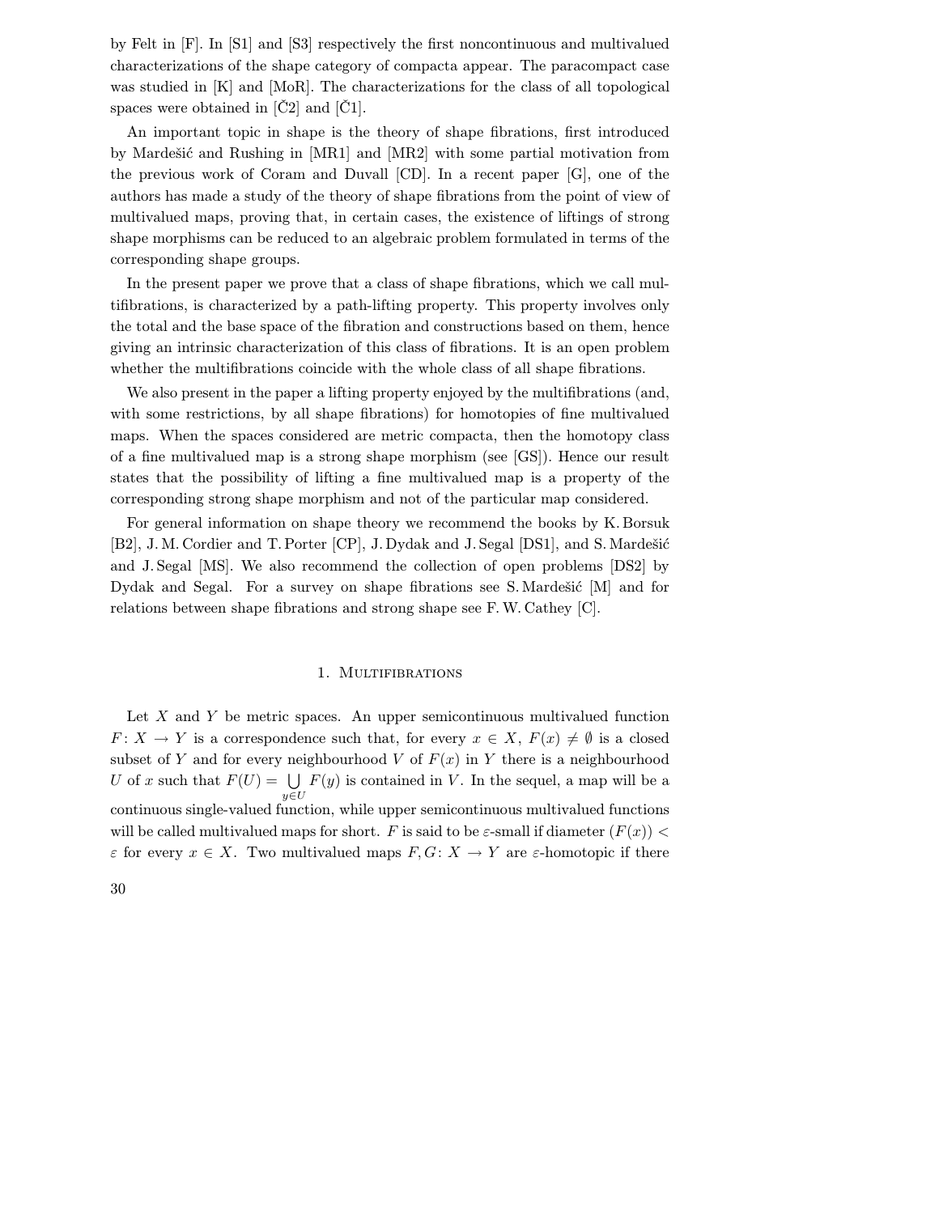by Felt in [F]. In [S1] and [S3] respectively the first noncontinuous and multivalued characterizations of the shape category of compacta appear. The paracompact case was studied in [K] and [MoR]. The characterizations for the class of all topological spaces were obtained in [Č2] and [Č1].

An important topic in shape is the theory of shape fibrations, first introduced by Mardešić and Rushing in [MR1] and [MR2] with some partial motivation from the previous work of Coram and Duvall [CD]. In a recent paper [G], one of the authors has made a study of the theory of shape fibrations from the point of view of multivalued maps, proving that, in certain cases, the existence of liftings of strong shape morphisms can be reduced to an algebraic problem formulated in terms of the corresponding shape groups.

In the present paper we prove that a class of shape fibrations, which we call multifibrations, is characterized by a path-lifting property. This property involves only the total and the base space of the fibration and constructions based on them, hence giving an intrinsic characterization of this class of fibrations. It is an open problem whether the multifibrations coincide with the whole class of all shape fibrations.

We also present in the paper a lifting property enjoyed by the multifibrations (and, with some restrictions, by all shape fibrations) for homotopies of fine multivalued maps. When the spaces considered are metric compacta, then the homotopy class of a fine multivalued map is a strong shape morphism (see [GS]). Hence our result states that the possibility of lifting a fine multivalued map is a property of the corresponding strong shape morphism and not of the particular map considered.

For general information on shape theory we recommend the books by K. Borsuk [B2], J. M. Cordier and T. Porter [CP], J. Dydak and J. Segal [DS1], and S. Mardešić and J. Segal [MS]. We also recommend the collection of open problems [DS2] by Dydak and Segal. For a survey on shape fibrations see S. Mardešić [M] and for relations between shape fibrations and strong shape see F. W. Cathey [C].

## 1. Multifibrations

Let $X$ and $Y$ be metric spaces. An upper semicontinuous multivalued function $F\colon X \to Y$ is a correspondence such that, for every $x \in X$, $F(x) \neq \emptyset$ is a closed subset of $Y$ and for every neighbourhood $V$ of $F(x)$ in $Y$ there is a neighbourhood $U$ of $x$ such that $F(U) = \bigcup_{y \in U} F(y)$ is contained in $V$. In the sequel, a map will be a continuous single-valued function, while upper semicontinuous multivalued functions will be called multivalued maps for short. $F$ is said to be $\varepsilon$-small if diameter $(F(x)) < \varepsilon$ for every $x \in X$. Two multivalued maps $F, G\colon X \to Y$ are $\varepsilon$-homotopic if there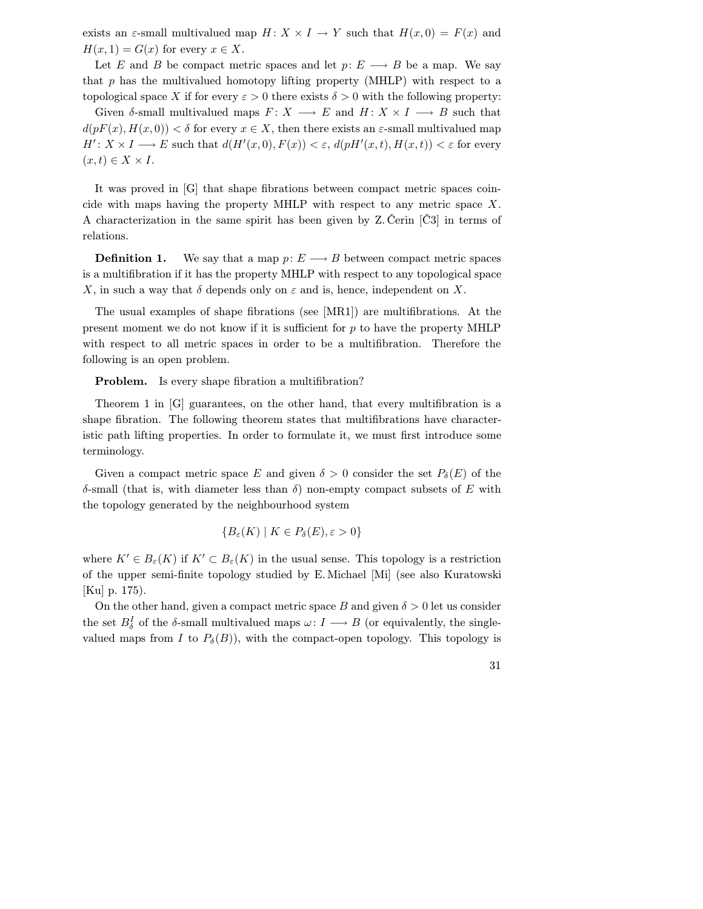exists an $\varepsilon$-small multivalued map $H\colon X \times I \to Y$ such that $H(x,0) = F(x)$ and $H(x,1) = G(x)$ for every $x \in X$.

Let $E$ and $B$ be compact metric spaces and let $p\colon E \longrightarrow B$ be a map. We say that $p$ has the multivalued homotopy lifting property (MHLP) with respect to a topological space $X$ if for every $\varepsilon > 0$ there exists $\delta > 0$ with the following property:

Given $\delta$-small multivalued maps $F\colon X \longrightarrow E$ and $H\colon X \times I \longrightarrow B$ such that $d(pF(x), H(x,0)) < \delta$ for every $x \in X$, then there exists an $\varepsilon$-small multivalued map $H'\colon X \times I \longrightarrow E$ such that $d(H'(x,0), F(x)) < \varepsilon$, $d(pH'(x,t), H(x,t)) < \varepsilon$ for every $(x,t) \in X \times I$.

It was proved in [G] that shape fibrations between compact metric spaces coincide with maps having the property MHLP with respect to any metric space $X$. A characterization in the same spirit has been given by Z. Čerin [Č3] in terms of relations.

**Definition 1.** We say that a map $p\colon E \longrightarrow B$ between compact metric spaces is a multifibration if it has the property MHLP with respect to any topological space $X$, in such a way that $\delta$ depends only on $\varepsilon$ and is, hence, independent on $X$.

The usual examples of shape fibrations (see [MR1]) are multifibrations. At the present moment we do not know if it is sufficient for $p$ to have the property MHLP with respect to all metric spaces in order to be a multifibration. Therefore the following is an open problem.

**Problem.** Is every shape fibration a multifibration?

Theorem 1 in [G] guarantees, on the other hand, that every multifibration is a shape fibration. The following theorem states that multifibrations have characteristic path lifting properties. In order to formulate it, we must first introduce some terminology.

Given a compact metric space $E$ and given $\delta > 0$ consider the set $P_\delta(E)$ of the $\delta$-small (that is, with diameter less than $\delta$) non-empty compact subsets of $E$ with the topology generated by the neighbourhood system

$$\{B_\varepsilon(K) \mid K \in P_\delta(E), \varepsilon > 0\}$$

where $K' \in B_\varepsilon(K)$ if $K' \subset B_\varepsilon(K)$ in the usual sense. This topology is a restriction of the upper semi-finite topology studied by E. Michael [Mi] (see also Kuratowski [Ku] p. 175).

On the other hand, given a compact metric space $B$ and given $\delta > 0$ let us consider the set $B^I_\delta$ of the $\delta$-small multivalued maps $\omega\colon I \longrightarrow B$ (or equivalently, the single-valued maps from $I$ to $P_\delta(B)$), with the compact-open topology. This topology is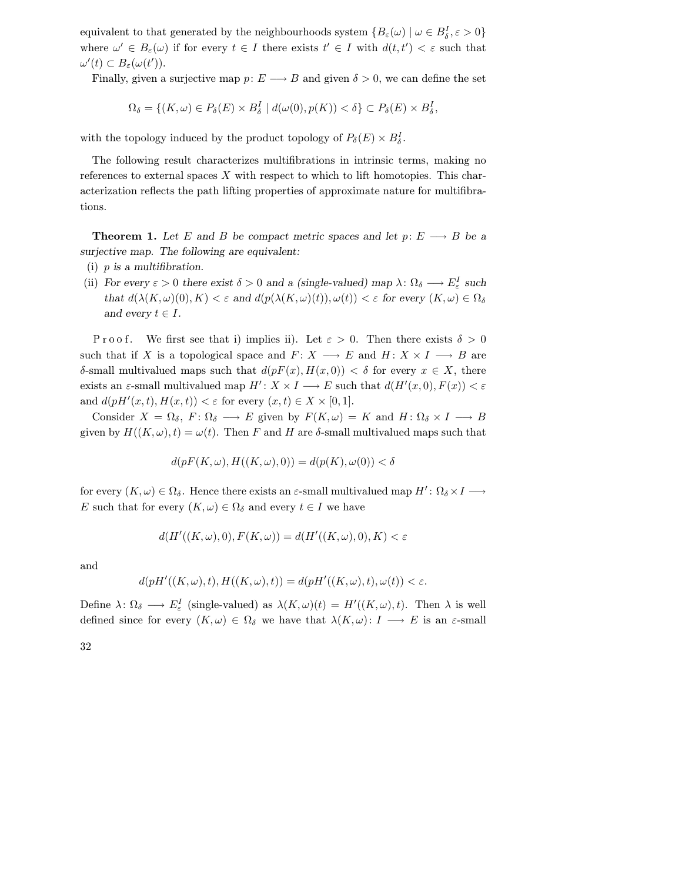equivalent to that generated by the neighbourhoods system $\{B_\varepsilon(\omega) \mid \omega \in B^I_\delta, \varepsilon > 0\}$ where $\omega' \in B_\varepsilon(\omega)$ if for every $t \in I$ there exists $t' \in I$ with $d(t, t') < \varepsilon$ such that $\omega'(t) \subset B_\varepsilon(\omega(t'))$.

Finally, given a surjective map $p\colon E \longrightarrow B$ and given $\delta > 0$, we can define the set

$$\Omega_\delta = \{(K, \omega) \in P_\delta(E) \times B^I_\delta \mid d(\omega(0), p(K)) < \delta\} \subset P_\delta(E) \times B^I_\delta,$$

with the topology induced by the product topology of $P_\delta(E) \times B^I_\delta$.

The following result characterizes multifibrations in intrinsic terms, making no references to external spaces $X$ with respect to which to lift homotopies. This characterization reflects the path lifting properties of approximate nature for multifibrations.

**Theorem 1.** *Let $E$ and $B$ be compact metric spaces and let $p\colon E \longrightarrow B$ be a surjective map. The following are equivalent:*

(i) *$p$ is a multifibration.*

(ii) *For every $\varepsilon > 0$ there exist $\delta > 0$ and a (single-valued) map $\lambda\colon \Omega_\delta \longrightarrow E^I_\varepsilon$ such that $d(\lambda(K, \omega)(0), K) < \varepsilon$ and $d(p(\lambda(K, \omega)(t)), \omega(t)) < \varepsilon$ for every $(K, \omega) \in \Omega_\delta$ and every $t \in I$.*

P r o o f. We first see that i) implies ii). Let $\varepsilon > 0$. Then there exists $\delta > 0$ such that if $X$ is a topological space and $F\colon X \longrightarrow E$ and $H\colon X \times I \longrightarrow B$ are $\delta$-small multivalued maps such that $d(pF(x), H(x, 0)) < \delta$ for every $x \in X$, there exists an $\varepsilon$-small multivalued map $H'\colon X \times I \longrightarrow E$ such that $d(H'(x, 0), F(x)) < \varepsilon$ and $d(pH'(x, t), H(x, t)) < \varepsilon$ for every $(x, t) \in X \times [0, 1]$.

Consider $X = \Omega_\delta$, $F\colon \Omega_\delta \longrightarrow E$ given by $F(K, \omega) = K$ and $H\colon \Omega_\delta \times I \longrightarrow B$ given by $H((K, \omega), t) = \omega(t)$. Then $F$ and $H$ are $\delta$-small multivalued maps such that

$$d(pF(K, \omega), H((K, \omega), 0)) = d(p(K), \omega(0)) < \delta$$

for every $(K, \omega) \in \Omega_\delta$. Hence there exists an $\varepsilon$-small multivalued map $H'\colon \Omega_\delta \times I \longrightarrow E$ such that for every $(K, \omega) \in \Omega_\delta$ and every $t \in I$ we have

$$d(H'((K, \omega), 0), F(K, \omega)) = d(H'((K, \omega), 0), K) < \varepsilon$$

and

$$d(pH'((K, \omega), t), H((K, \omega), t)) = d(pH'((K, \omega), t), \omega(t)) < \varepsilon.$$

Define $\lambda\colon \Omega_\delta \longrightarrow E^I_\varepsilon$ (single-valued) as $\lambda(K, \omega)(t) = H'((K, \omega), t)$. Then $\lambda$ is well defined since for every $(K, \omega) \in \Omega_\delta$ we have that $\lambda(K, \omega)\colon I \longrightarrow E$ is an $\varepsilon$-small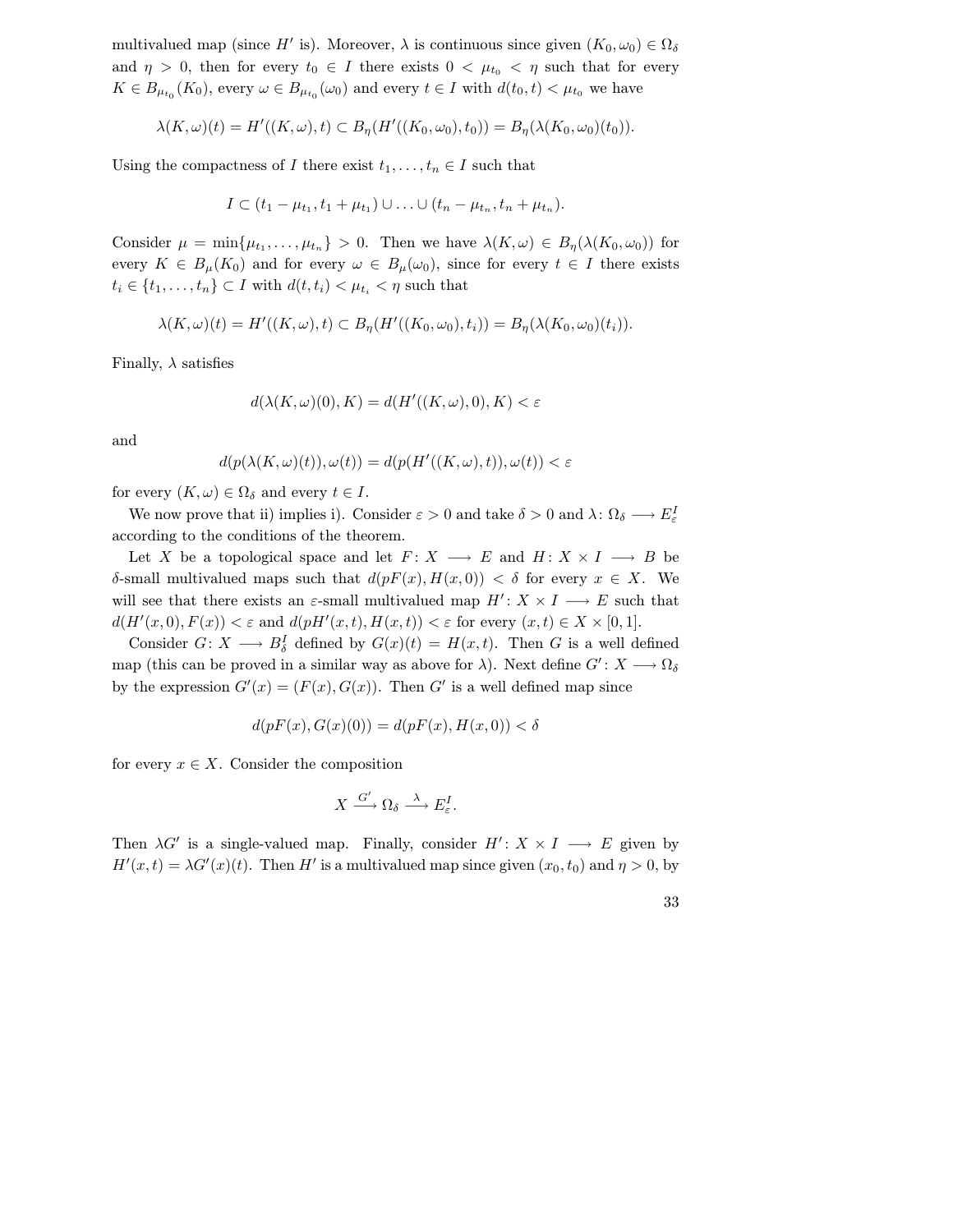multivalued map (since $H'$ is). Moreover, $\lambda$ is continuous since given $(K_0, \omega_0) \in \Omega_\delta$ and $\eta > 0$, then for every $t_0 \in I$ there exists $0 < \mu_{t_0} < \eta$ such that for every $K \in B_{\mu_{t_0}}(K_0)$, every $\omega \in B_{\mu_{t_0}}(\omega_0)$ and every $t \in I$ with $d(t_0, t) < \mu_{t_0}$ we have

$$\lambda(K, \omega)(t) = H'((K, \omega), t) \subset B_\eta(H'((K_0, \omega_0), t_0)) = B_\eta(\lambda(K_0, \omega_0)(t_0)).$$

Using the compactness of $I$ there exist $t_1, \ldots, t_n \in I$ such that

$$I \subset (t_1 - \mu_{t_1}, t_1 + \mu_{t_1}) \cup \ldots \cup (t_n - \mu_{t_n}, t_n + \mu_{t_n}).$$

Consider $\mu = \min\{\mu_{t_1}, \ldots, \mu_{t_n}\} > 0$. Then we have $\lambda(K, \omega) \in B_\eta(\lambda(K_0, \omega_0))$ for every $K \in B_\mu(K_0)$ and for every $\omega \in B_\mu(\omega_0)$, since for every $t \in I$ there exists $t_i \in \{t_1, \ldots, t_n\} \subset I$ with $d(t, t_i) < \mu_{t_i} < \eta$ such that

$$\lambda(K, \omega)(t) = H'((K, \omega), t) \subset B_\eta(H'((K_0, \omega_0), t_i)) = B_\eta(\lambda(K_0, \omega_0)(t_i)).$$

Finally, $\lambda$ satisfies

$$d(\lambda(K, \omega)(0), K) = d(H'((K, \omega), 0), K) < \varepsilon$$

and

$$d(p(\lambda(K, \omega)(t)), \omega(t)) = d(p(H'((K, \omega), t)), \omega(t)) < \varepsilon$$

for every $(K, \omega) \in \Omega_\delta$ and every $t \in I$.

We now prove that ii) implies i). Consider $\varepsilon > 0$ and take $\delta > 0$ and $\lambda \colon \Omega_\delta \longrightarrow E_\varepsilon^I$ according to the conditions of the theorem.

Let $X$ be a topological space and let $F \colon X \longrightarrow E$ and $H \colon X \times I \longrightarrow B$ be $\delta$-small multivalued maps such that $d(pF(x), H(x, 0)) < \delta$ for every $x \in X$. We will see that there exists an $\varepsilon$-small multivalued map $H' \colon X \times I \longrightarrow E$ such that $d(H'(x, 0), F(x)) < \varepsilon$ and $d(pH'(x, t), H(x, t)) < \varepsilon$ for every $(x, t) \in X \times [0, 1]$.

Consider $G \colon X \longrightarrow B_\delta^I$ defined by $G(x)(t) = H(x, t)$. Then $G$ is a well defined map (this can be proved in a similar way as above for $\lambda$). Next define $G' \colon X \longrightarrow \Omega_\delta$ by the expression $G'(x) = (F(x), G(x))$. Then $G'$ is a well defined map since

$$d(pF(x), G(x)(0)) = d(pF(x), H(x, 0)) < \delta$$

for every $x \in X$. Consider the composition

$$X \xrightarrow{G'} \Omega_\delta \xrightarrow{\lambda} E_\varepsilon^I.$$

Then $\lambda G'$ is a single-valued map. Finally, consider $H' \colon X \times I \longrightarrow E$ given by $H'(x, t) = \lambda G'(x)(t)$. Then $H'$ is a multivalued map since given $(x_0, t_0)$ and $\eta > 0$, by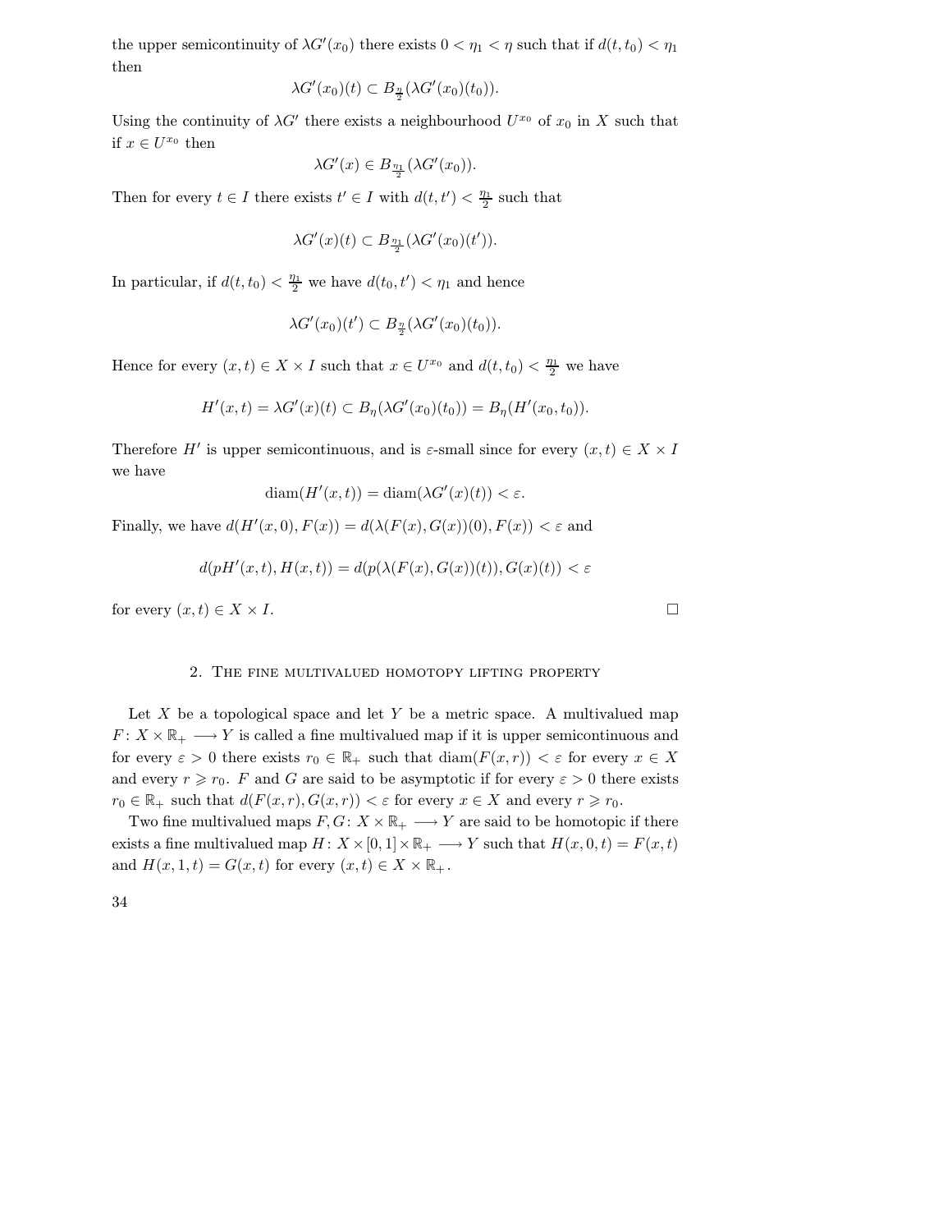the upper semicontinuity of $\lambda G'(x_0)$ there exists $0 < \eta_1 < \eta$ such that if $d(t, t_0) < \eta_1$ then

$$\lambda G'(x_0)(t) \subset B_{\frac{\eta}{2}}(\lambda G'(x_0)(t_0)).$$

Using the continuity of $\lambda G'$ there exists a neighbourhood $U^{x_0}$ of $x_0$ in $X$ such that if $x \in U^{x_0}$ then

$$\lambda G'(x) \in B_{\frac{\eta_1}{2}}(\lambda G'(x_0)).$$

Then for every $t \in I$ there exists $t' \in I$ with $d(t, t') < \frac{\eta_1}{2}$ such that

$$\lambda G'(x)(t) \subset B_{\frac{\eta_1}{2}}(\lambda G'(x_0)(t')).$$

In particular, if $d(t, t_0) < \frac{\eta_1}{2}$ we have $d(t_0, t') < \eta_1$ and hence

$$\lambda G'(x_0)(t') \subset B_{\frac{\eta}{2}}(\lambda G'(x_0)(t_0)).$$

Hence for every $(x, t) \in X \times I$ such that $x \in U^{x_0}$ and $d(t, t_0) < \frac{\eta_1}{2}$ we have

$$H'(x, t) = \lambda G'(x)(t) \subset B_\eta(\lambda G'(x_0)(t_0)) = B_\eta(H'(x_0, t_0)).$$

Therefore $H'$ is upper semicontinuous, and is $\varepsilon$-small since for every $(x, t) \in X \times I$ we have

$$\operatorname{diam}(H'(x, t)) = \operatorname{diam}(\lambda G'(x)(t)) < \varepsilon.$$

Finally, we have $d(H'(x, 0), F(x)) = d(\lambda(F(x), G(x))(0), F(x)) < \varepsilon$ and

$$d(pH'(x, t), H(x, t)) = d(p(\lambda(F(x), G(x))(t)), G(x)(t)) < \varepsilon$$

for every $(x, t) \in X \times I$. □

## 2. The fine multivalued homotopy lifting property

Let $X$ be a topological space and let $Y$ be a metric space. A multivalued map $F\colon X \times \mathbb{R}_+ \longrightarrow Y$ is called a fine multivalued map if it is upper semicontinuous and for every $\varepsilon > 0$ there exists $r_0 \in \mathbb{R}_+$ such that $\operatorname{diam}(F(x, r)) < \varepsilon$ for every $x \in X$ and every $r \geqslant r_0$. $F$ and $G$ are said to be asymptotic if for every $\varepsilon > 0$ there exists $r_0 \in \mathbb{R}_+$ such that $d(F(x, r), G(x, r)) < \varepsilon$ for every $x \in X$ and every $r \geqslant r_0$.

Two fine multivalued maps $F, G\colon X \times \mathbb{R}_+ \longrightarrow Y$ are said to be homotopic if there exists a fine multivalued map $H\colon X \times [0, 1] \times \mathbb{R}_+ \longrightarrow Y$ such that $H(x, 0, t) = F(x, t)$ and $H(x, 1, t) = G(x, t)$ for every $(x, t) \in X \times \mathbb{R}_+$.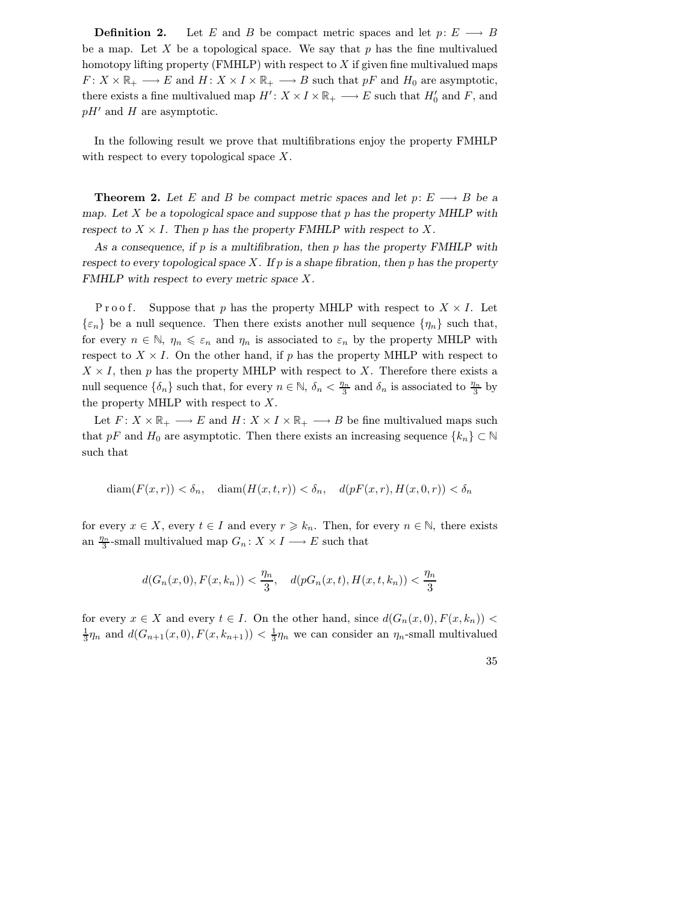**Definition 2.** Let $E$ and $B$ be compact metric spaces and let $p\colon E \longrightarrow B$ be a map. Let $X$ be a topological space. We say that $p$ has the fine multivalued homotopy lifting property (FMHLP) with respect to $X$ if given fine multivalued maps $F\colon X \times \mathbb{R}_+ \longrightarrow E$ and $H\colon X \times I \times \mathbb{R}_+ \longrightarrow B$ such that $pF$ and $H_0$ are asymptotic, there exists a fine multivalued map $H'\colon X \times I \times \mathbb{R}_+ \longrightarrow E$ such that $H'_0$ and $F$, and $pH'$ and $H$ are asymptotic.

In the following result we prove that multifibrations enjoy the property FMHLP with respect to every topological space $X$.

**Theorem 2.** *Let $E$ and $B$ be compact metric spaces and let $p\colon E \longrightarrow B$ be a map. Let $X$ be a topological space and suppose that $p$ has the property MHLP with respect to $X \times I$. Then $p$ has the property FMHLP with respect to $X$.*

*As a consequence, if $p$ is a multifibration, then $p$ has the property FMHLP with respect to every topological space $X$. If $p$ is a shape fibration, then $p$ has the property FMHLP with respect to every metric space $X$.*

Proof. Suppose that $p$ has the property MHLP with respect to $X \times I$. Let $\{\varepsilon_n\}$ be a null sequence. Then there exists another null sequence $\{\eta_n\}$ such that, for every $n \in \mathbb{N}$, $\eta_n \leqslant \varepsilon_n$ and $\eta_n$ is associated to $\varepsilon_n$ by the property MHLP with respect to $X \times I$. On the other hand, if $p$ has the property MHLP with respect to $X \times I$, then $p$ has the property MHLP with respect to $X$. Therefore there exists a null sequence $\{\delta_n\}$ such that, for every $n \in \mathbb{N}$, $\delta_n < \frac{\eta_n}{3}$ and $\delta_n$ is associated to $\frac{\eta_n}{3}$ by the property MHLP with respect to $X$.

Let $F\colon X \times \mathbb{R}_+ \longrightarrow E$ and $H\colon X \times I \times \mathbb{R}_+ \longrightarrow B$ be fine multivalued maps such that $pF$ and $H_0$ are asymptotic. Then there exists an increasing sequence $\{k_n\} \subset \mathbb{N}$ such that

$$\operatorname{diam}(F(x,r)) < \delta_n, \quad \operatorname{diam}(H(x,t,r)) < \delta_n, \quad d(pF(x,r), H(x,0,r)) < \delta_n$$

for every $x \in X$, every $t \in I$ and every $r \geqslant k_n$. Then, for every $n \in \mathbb{N}$, there exists an $\frac{\eta_n}{3}$-small multivalued map $G_n\colon X \times I \longrightarrow E$ such that

$$d(G_n(x,0), F(x,k_n)) < \frac{\eta_n}{3}, \quad d(pG_n(x,t), H(x,t,k_n)) < \frac{\eta_n}{3}$$

for every $x \in X$ and every $t \in I$. On the other hand, since $d(G_n(x,0), F(x,k_n)) < \frac{1}{3}\eta_n$ and $d(G_{n+1}(x,0), F(x,k_{n+1})) < \frac{1}{3}\eta_n$ we can consider an $\eta_n$-small multivalued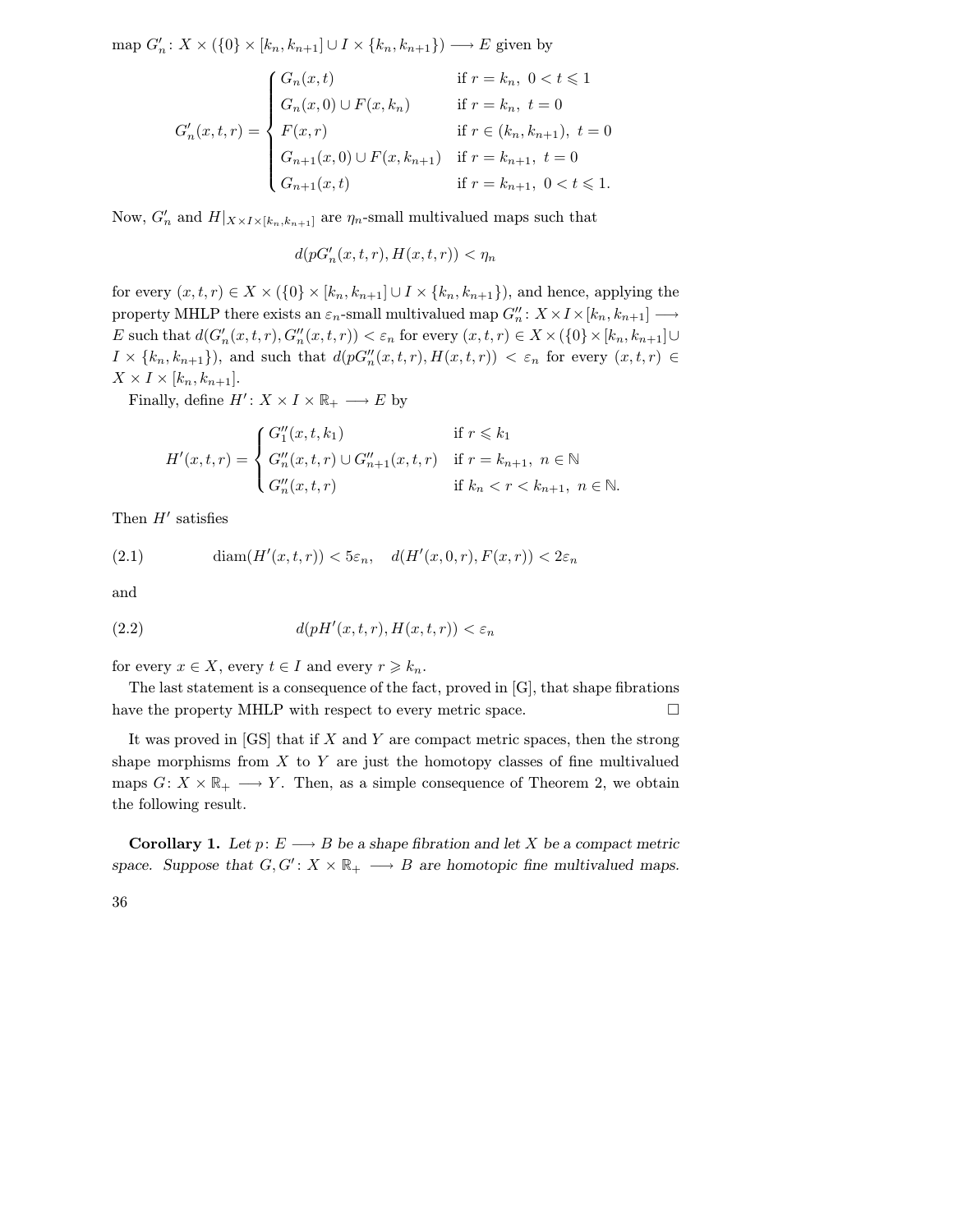map $G'_n\colon X \times (\{0\} \times [k_n, k_{n+1}] \cup I \times \{k_n, k_{n+1}\}) \longrightarrow E$ given by

$$G'_n(x,t,r) = \begin{cases} G_n(x,t) & \text{if } r = k_n,\ 0 < t \leqslant 1 \\ G_n(x,0) \cup F(x,k_n) & \text{if } r = k_n,\ t = 0 \\ F(x,r) & \text{if } r \in (k_n, k_{n+1}),\ t = 0 \\ G_{n+1}(x,0) \cup F(x,k_{n+1}) & \text{if } r = k_{n+1},\ t = 0 \\ G_{n+1}(x,t) & \text{if } r = k_{n+1},\ 0 < t \leqslant 1. \end{cases}$$

Now, $G'_n$ and $H|_{X \times I \times [k_n, k_{n+1}]}$ are $\eta_n$-small multivalued maps such that

$$d(pG'_n(x,t,r), H(x,t,r)) < \eta_n$$

for every $(x,t,r) \in X \times (\{0\} \times [k_n, k_{n+1}] \cup I \times \{k_n, k_{n+1}\})$, and hence, applying the property MHLP there exists an $\varepsilon_n$-small multivalued map $G''_n\colon X \times I \times [k_n, k_{n+1}] \longrightarrow E$ such that $d(G'_n(x,t,r), G''_n(x,t,r)) < \varepsilon_n$ for every $(x,t,r) \in X \times (\{0\} \times [k_n, k_{n+1}] \cup I \times \{k_n, k_{n+1}\})$, and such that $d(pG''_n(x,t,r), H(x,t,r)) < \varepsilon_n$ for every $(x,t,r) \in X \times I \times [k_n, k_{n+1}]$.

Finally, define $H'\colon X \times I \times \mathbb{R}_+ \longrightarrow E$ by

$$H'(x,t,r) = \begin{cases} G''_1(x,t,k_1) & \text{if } r \leqslant k_1 \\ G''_n(x,t,r) \cup G''_{n+1}(x,t,r) & \text{if } r = k_{n+1},\ n \in \mathbb{N} \\ G''_n(x,t,r) & \text{if } k_n < r < k_{n+1},\ n \in \mathbb{N}. \end{cases}$$

Then $H'$ satisfies

$$\operatorname{diam}(H'(x,t,r)) < 5\varepsilon_n, \quad d(H'(x,0,r), F(x,r)) < 2\varepsilon_n \tag{2.1}$$

and

$$d(pH'(x,t,r), H(x,t,r)) < \varepsilon_n \tag{2.2}$$

for every $x \in X$, every $t \in I$ and every $r \geqslant k_n$.

The last statement is a consequence of the fact, proved in [G], that shape fibrations have the property MHLP with respect to every metric space. $\square$

It was proved in [GS] that if $X$ and $Y$ are compact metric spaces, then the strong shape morphisms from $X$ to $Y$ are just the homotopy classes of fine multivalued maps $G\colon X \times \mathbb{R}_+ \longrightarrow Y$. Then, as a simple consequence of Theorem 2, we obtain the following result.

**Corollary 1.** *Let $p\colon E \longrightarrow B$ be a shape fibration and let $X$ be a compact metric space. Suppose that $G, G'\colon X \times \mathbb{R}_+ \longrightarrow B$ are homotopic fine multivalued maps.*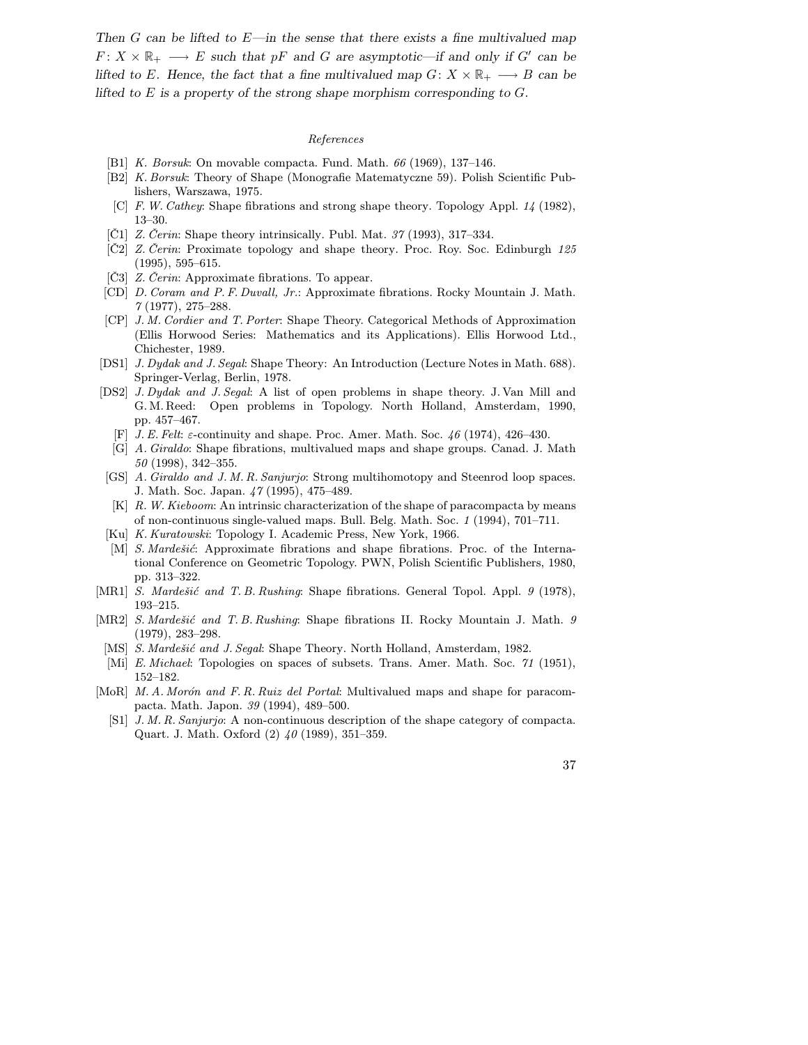*Then $G$ can be lifted to $E$—in the sense that there exists a fine multivalued map $F\colon X \times \mathbb{R}_+ \longrightarrow E$ such that $pF$ and $G$ are asymptotic—if and only if $G'$ can be lifted to $E$. Hence, the fact that a fine multivalued map $G\colon X \times \mathbb{R}_+ \longrightarrow B$ can be lifted to $E$ is a property of the strong shape morphism corresponding to $G$.*

*References*

- [B1] *K. Borsuk*: On movable compacta. Fund. Math. *66* (1969), 137–146.
- [B2] *K. Borsuk*: Theory of Shape (Monografie Matematyczne 59). Polish Scientific Publishers, Warszawa, 1975.
- [C] *F. W. Cathey*: Shape fibrations and strong shape theory. Topology Appl. *14* (1982), 13–30.
- [Č1] *Z. Čerin*: Shape theory intrinsically. Publ. Mat. *37* (1993), 317–334.
- [Č2] *Z. Čerin*: Proximate topology and shape theory. Proc. Roy. Soc. Edinburgh *125* (1995), 595–615.
- [Č3] *Z. Čerin*: Approximate fibrations. To appear.
- [CD] *D. Coram and P. F. Duvall, Jr.*: Approximate fibrations. Rocky Mountain J. Math. *7* (1977), 275–288.
- [CP] *J. M. Cordier and T. Porter*: Shape Theory. Categorical Methods of Approximation (Ellis Horwood Series: Mathematics and its Applications). Ellis Horwood Ltd., Chichester, 1989.
- [DS1] *J. Dydak and J. Segal*: Shape Theory: An Introduction (Lecture Notes in Math. 688). Springer-Verlag, Berlin, 1978.
- [DS2] *J. Dydak and J. Segal*: A list of open problems in shape theory. J. Van Mill and G. M. Reed: Open problems in Topology. North Holland, Amsterdam, 1990, pp. 457–467.
- [F] *J. E. Felt*: $\varepsilon$-continuity and shape. Proc. Amer. Math. Soc. *46* (1974), 426–430.
- [G] *A. Giraldo*: Shape fibrations, multivalued maps and shape groups. Canad. J. Math *50* (1998), 342–355.
- [GS] *A. Giraldo and J. M. R. Sanjurjo*: Strong multihomotopy and Steenrod loop spaces. J. Math. Soc. Japan. *47* (1995), 475–489.
- [K] *R. W. Kieboom*: An intrinsic characterization of the shape of paracompacta by means of non-continuous single-valued maps. Bull. Belg. Math. Soc. *1* (1994), 701–711.
- [Ku] *K. Kuratowski*: Topology I. Academic Press, New York, 1966.
- [M] *S. Mardešić*: Approximate fibrations and shape fibrations. Proc. of the International Conference on Geometric Topology. PWN, Polish Scientific Publishers, 1980, pp. 313–322.
- [MR1] *S. Mardešić and T. B. Rushing*: Shape fibrations. General Topol. Appl. *9* (1978), 193–215.
- [MR2] *S. Mardešić and T. B. Rushing*: Shape fibrations II. Rocky Mountain J. Math. *9* (1979), 283–298.
- [MS] *S. Mardešić and J. Segal*: Shape Theory. North Holland, Amsterdam, 1982.
- [Mi] *E. Michael*: Topologies on spaces of subsets. Trans. Amer. Math. Soc. *71* (1951), 152–182.
- [MoR] *M. A. Morón and F. R. Ruiz del Portal*: Multivalued maps and shape for paracompacta. Math. Japon. *39* (1994), 489–500.
- [S1] *J. M. R. Sanjurjo*: A non-continuous description of the shape category of compacta. Quart. J. Math. Oxford (2) *40* (1989), 351–359.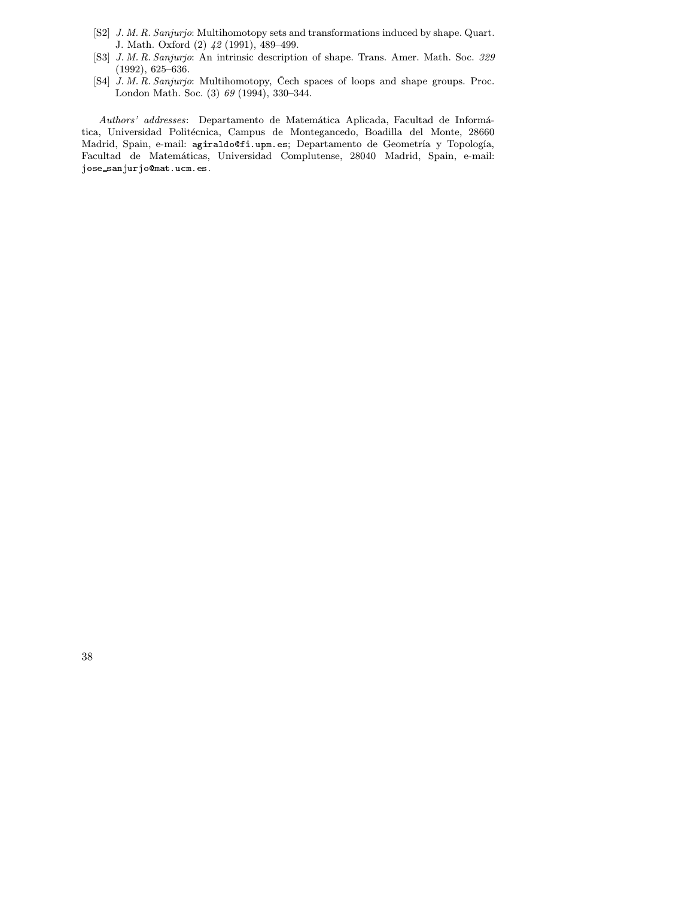[S2] *J. M. R. Sanjurjo*: Multihomotopy sets and transformations induced by shape. Quart. J. Math. Oxford (2) *42* (1991), 489–499.

[S3] *J. M. R. Sanjurjo*: An intrinsic description of shape. Trans. Amer. Math. Soc. *329* (1992), 625–636.

[S4] *J. M. R. Sanjurjo*: Multihomotopy, Čech spaces of loops and shape groups. Proc. London Math. Soc. (3) *69* (1994), 330–344.

*Authors' addresses*: Departamento de Matemática Aplicada, Facultad de Informática, Universidad Politécnica, Campus de Montegancedo, Boadilla del Monte, 28660 Madrid, Spain, e-mail: agiraldo@fi.upm.es; Departamento de Geometría y Topología, Facultad de Matemáticas, Universidad Complutense, 28040 Madrid, Spain, e-mail: jose_sanjurjo@mat.ucm.es.